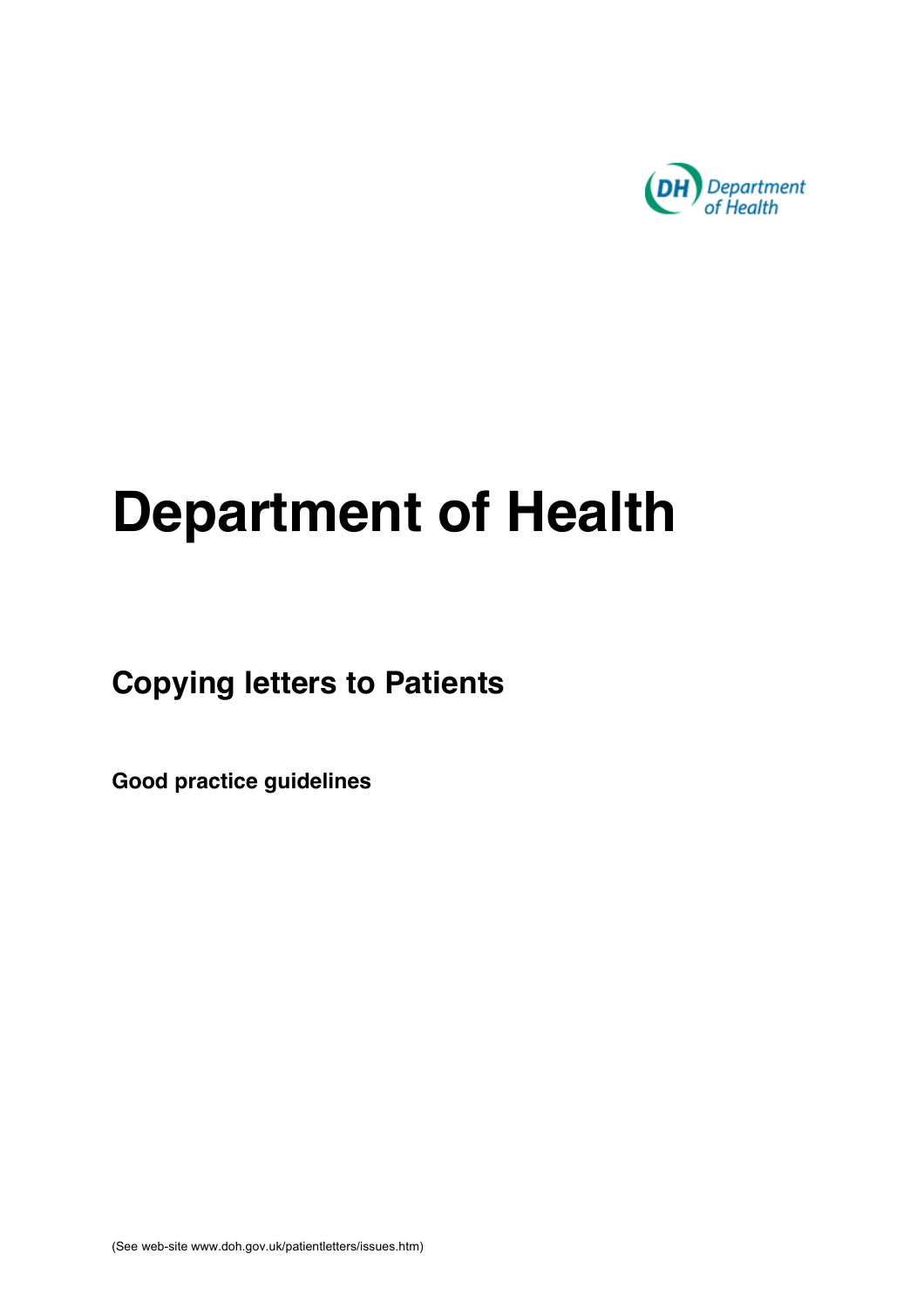# Department of Health

## Copying letters to Patients

### Good practice guidelines

(See web-site www.doh.gov.uk/patientletters/issues.htm)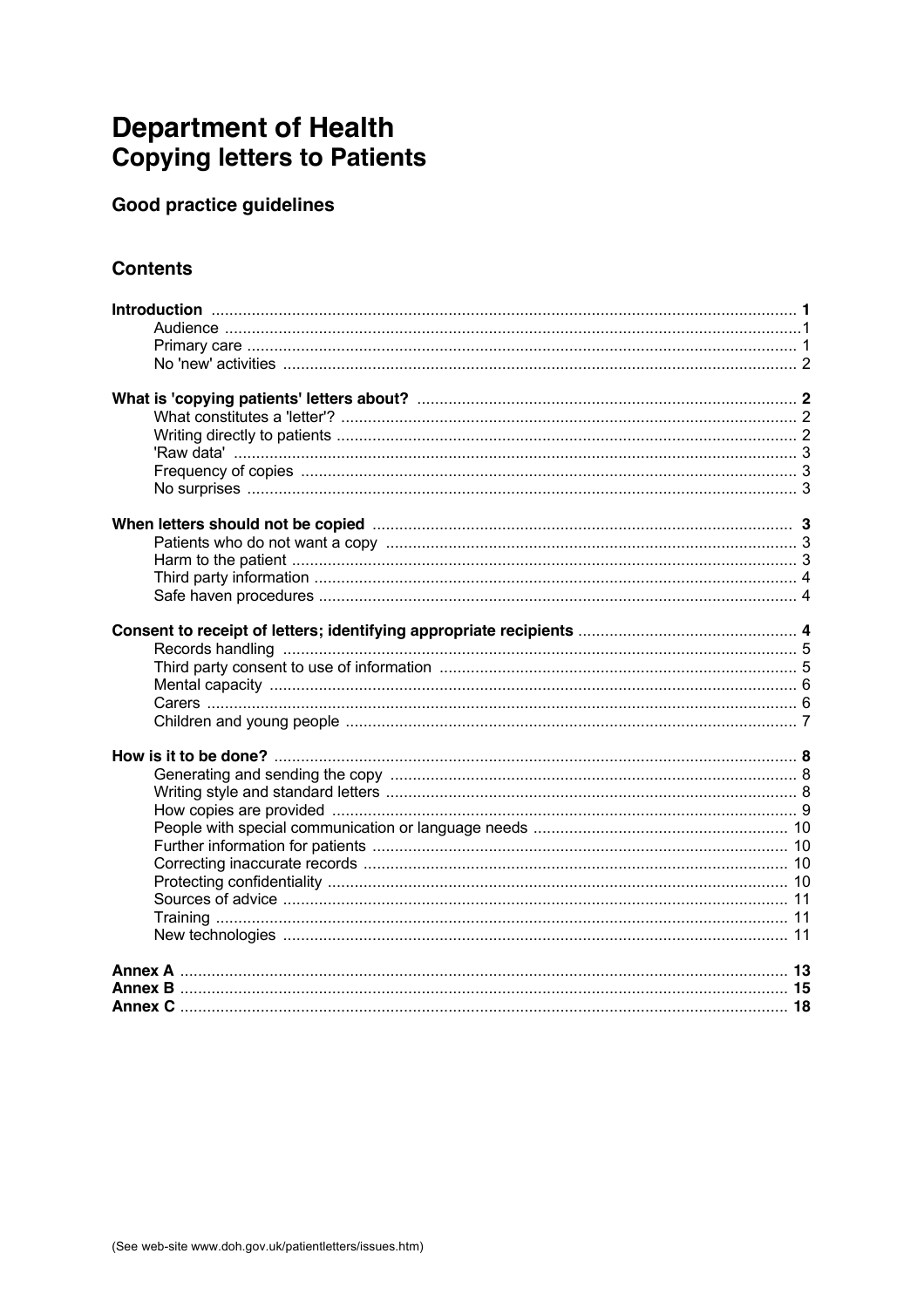# Department of Health
# Copying letters to Patients

## Good practice guidelines

## Contents

**Introduction** ..... **1**
- Audience ..... 1
- Primary care ..... 1
- No 'new' activities ..... 2

**What is 'copying patients' letters about?** ..... **2**
- What constitutes a 'letter'? ..... 2
- Writing directly to patients ..... 2
- 'Raw data' ..... 3
- Frequency of copies ..... 3
- No surprises ..... 3

**When letters should not be copied** ..... **3**
- Patients who do not want a copy ..... 3
- Harm to the patient ..... 3
- Third party information ..... 4
- Safe haven procedures ..... 4

**Consent to receipt of letters; identifying appropriate recipients** ..... **4**
- Records handling ..... 5
- Third party consent to use of information ..... 5
- Mental capacity ..... 6
- Carers ..... 6
- Children and young people ..... 7

**How is it to be done?** ..... **8**
- Generating and sending the copy ..... 8
- Writing style and standard letters ..... 8
- How copies are provided ..... 9
- People with special communication or language needs ..... 10
- Further information for patients ..... 10
- Correcting inaccurate records ..... 10
- Protecting confidentiality ..... 10
- Sources of advice ..... 11
- Training ..... 11
- New technologies ..... 11

**Annex A** ..... **13**
**Annex B** ..... **15**
**Annex C** ..... **18**

(See web-site www.doh.gov.uk/patientletters/issues.htm)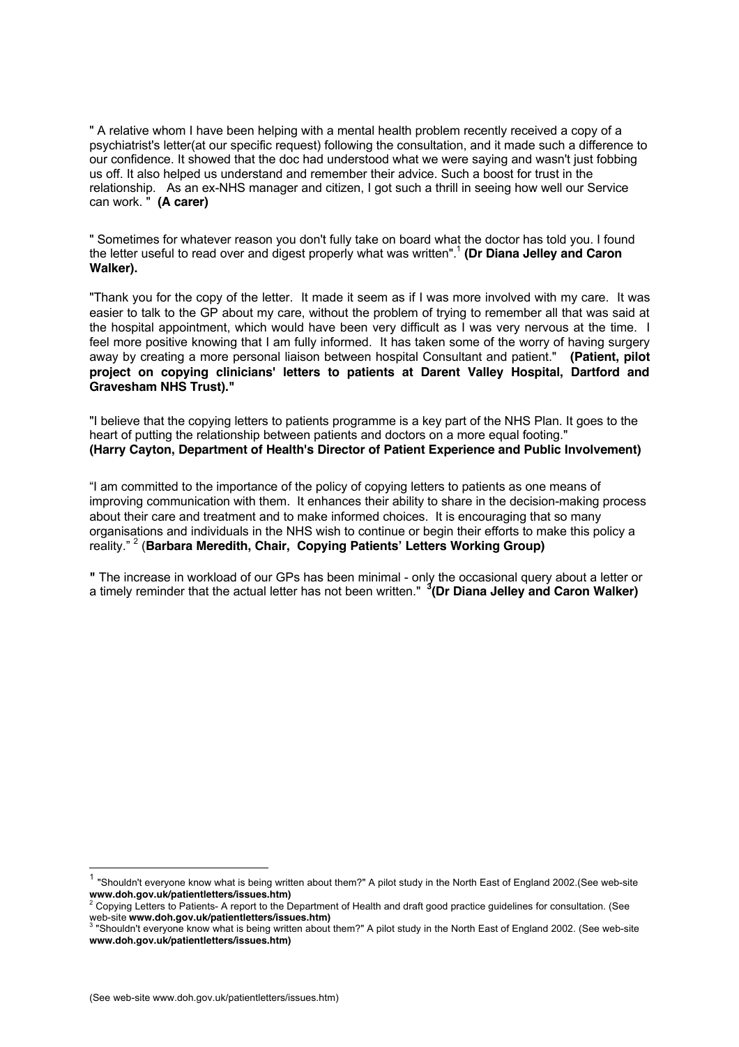" A relative whom I have been helping with a mental health problem recently received a copy of a psychiatrist's letter(at our specific request) following the consultation, and it made such a difference to our confidence. It showed that the doc had understood what we were saying and wasn't just fobbing us off. It also helped us understand and remember their advice. Such a boost for trust in the relationship. As an ex-NHS manager and citizen, I got such a thrill in seeing how well our Service can work. " **(A carer)**

" Sometimes for whatever reason you don't fully take on board what the doctor has told you. I found the letter useful to read over and digest properly what was written".[1] **(Dr Diana Jelley and Caron Walker).**

"Thank you for the copy of the letter. It made it seem as if I was more involved with my care. It was easier to talk to the GP about my care, without the problem of trying to remember all that was said at the hospital appointment, which would have been very difficult as I was very nervous at the time. I feel more positive knowing that I am fully informed. It has taken some of the worry of having surgery away by creating a more personal liaison between hospital Consultant and patient." **(Patient, pilot project on copying clinicians' letters to patients at Darent Valley Hospital, Dartford and Gravesham NHS Trust)."**

"I believe that the copying letters to patients programme is a key part of the NHS Plan. It goes to the heart of putting the relationship between patients and doctors on a more equal footing." **(Harry Cayton, Department of Health's Director of Patient Experience and Public Involvement)**

"I am committed to the importance of the policy of copying letters to patients as one means of improving communication with them. It enhances their ability to share in the decision-making process about their care and treatment and to make informed choices. It is encouraging that so many organisations and individuals in the NHS wish to continue or begin their efforts to make this policy a reality." [2] (**Barbara Meredith, Chair, Copying Patients' Letters Working Group)**

**"** The increase in workload of our GPs has been minimal - only the occasional query about a letter or a timely reminder that the actual letter has not been written." [3]**(Dr Diana Jelley and Caron Walker)**

---

[1] "Shouldn't everyone know what is being written about them?" A pilot study in the North East of England 2002.(See web-site **www.doh.gov.uk/patientletters/issues.htm)**

[2] Copying Letters to Patients- A report to the Department of Health and draft good practice guidelines for consultation. (See web-site **www.doh.gov.uk/patientletters/issues.htm)**

[3] "Shouldn't everyone know what is being written about them?" A pilot study in the North East of England 2002. (See web-site **www.doh.gov.uk/patientletters/issues.htm)**

(See web-site www.doh.gov.uk/patientletters/issues.htm)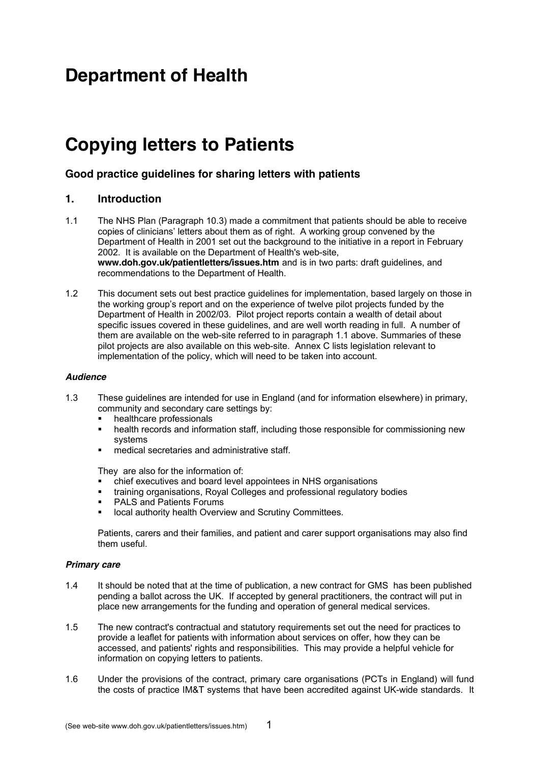# Department of Health

# Copying letters to Patients

### Good practice guidelines for sharing letters with patients

## 1. Introduction

1.1 The NHS Plan (Paragraph 10.3) made a commitment that patients should be able to receive copies of clinicians' letters about them as of right. A working group convened by the Department of Health in 2001 set out the background to the initiative in a report in February 2002. It is available on the Department of Health's web-site, **www.doh.gov.uk/patientletters/issues.htm** and is in two parts: draft guidelines, and recommendations to the Department of Health.

1.2 This document sets out best practice guidelines for implementation, based largely on those in the working group's report and on the experience of twelve pilot projects funded by the Department of Health in 2002/03. Pilot project reports contain a wealth of detail about specific issues covered in these guidelines, and are well worth reading in full. A number of them are available on the web-site referred to in paragraph 1.1 above. Summaries of these pilot projects are also available on this web-site. Annex C lists legislation relevant to implementation of the policy, which will need to be taken into account.

#### *Audience*

1.3 These guidelines are intended for use in England (and for information elsewhere) in primary, community and secondary care settings by:

- healthcare professionals
- health records and information staff, including those responsible for commissioning new systems
- medical secretaries and administrative staff.

They are also for the information of:

- chief executives and board level appointees in NHS organisations
- training organisations, Royal Colleges and professional regulatory bodies
- PALS and Patients Forums
- local authority health Overview and Scrutiny Committees.

Patients, carers and their families, and patient and carer support organisations may also find them useful.

#### *Primary care*

1.4 It should be noted that at the time of publication, a new contract for GMS has been published pending a ballot across the UK. If accepted by general practitioners, the contract will put in place new arrangements for the funding and operation of general medical services.

1.5 The new contract's contractual and statutory requirements set out the need for practices to provide a leaflet for patients with information about services on offer, how they can be accessed, and patients' rights and responsibilities. This may provide a helpful vehicle for information on copying letters to patients.

1.6 Under the provisions of the contract, primary care organisations (PCTs in England) will fund the costs of practice IM&T systems that have been accredited against UK-wide standards. It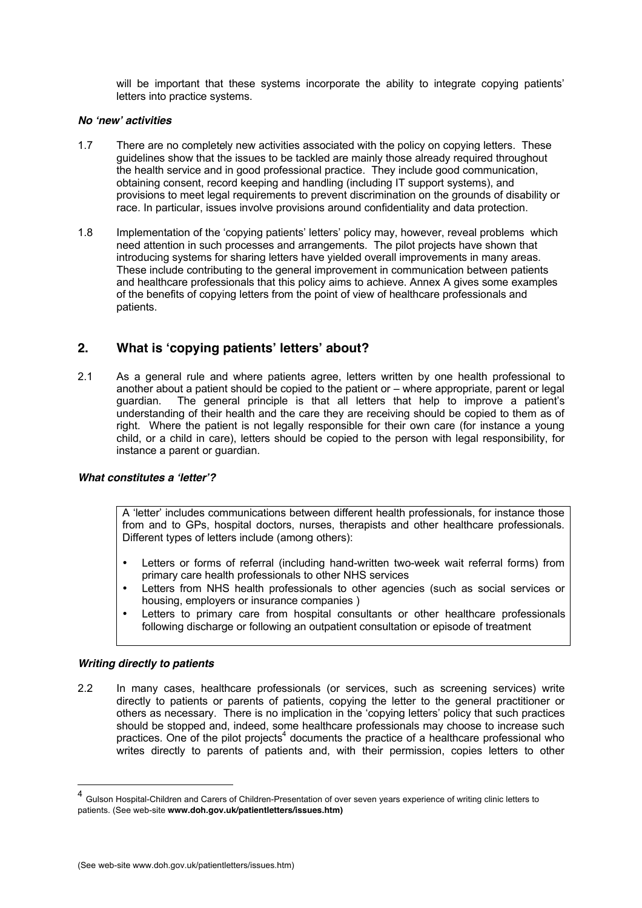will be important that these systems incorporate the ability to integrate copying patients' letters into practice systems.

***No 'new' activities***

1.7 There are no completely new activities associated with the policy on copying letters. These guidelines show that the issues to be tackled are mainly those already required throughout the health service and in good professional practice. They include good communication, obtaining consent, record keeping and handling (including IT support systems), and provisions to meet legal requirements to prevent discrimination on the grounds of disability or race. In particular, issues involve provisions around confidentiality and data protection.

1.8 Implementation of the 'copying patients' letters' policy may, however, reveal problems which need attention in such processes and arrangements. The pilot projects have shown that introducing systems for sharing letters have yielded overall improvements in many areas. These include contributing to the general improvement in communication between patients and healthcare professionals that this policy aims to achieve. Annex A gives some examples of the benefits of copying letters from the point of view of healthcare professionals and patients.

## 2. What is 'copying patients' letters' about?

2.1 As a general rule and where patients agree, letters written by one health professional to another about a patient should be copied to the patient or – where appropriate, parent or legal guardian. The general principle is that all letters that help to improve a patient's understanding of their health and the care they are receiving should be copied to them as of right. Where the patient is not legally responsible for their own care (for instance a young child, or a child in care), letters should be copied to the person with legal responsibility, for instance a parent or guardian.

***What constitutes a 'letter'?***

A 'letter' includes communications between different health professionals, for instance those from and to GPs, hospital doctors, nurses, therapists and other healthcare professionals. Different types of letters include (among others):

- Letters or forms of referral (including hand-written two-week wait referral forms) from primary care health professionals to other NHS services
- Letters from NHS health professionals to other agencies (such as social services or housing, employers or insurance companies )
- Letters to primary care from hospital consultants or other healthcare professionals following discharge or following an outpatient consultation or episode of treatment

***Writing directly to patients***

2.2 In many cases, healthcare professionals (or services, such as screening services) write directly to patients or parents of patients, copying the letter to the general practitioner or others as necessary. There is no implication in the 'copying letters' policy that such practices should be stopped and, indeed, some healthcare professionals may choose to increase such practices. One of the pilot projects[4] documents the practice of a healthcare professional who writes directly to parents of patients and, with their permission, copies letters to other

[4] Gulson Hospital-Children and Carers of Children-Presentation of over seven years experience of writing clinic letters to patients. (See web-site **www.doh.gov.uk/patientletters/issues.htm)**

(See web-site www.doh.gov.uk/patientletters/issues.htm)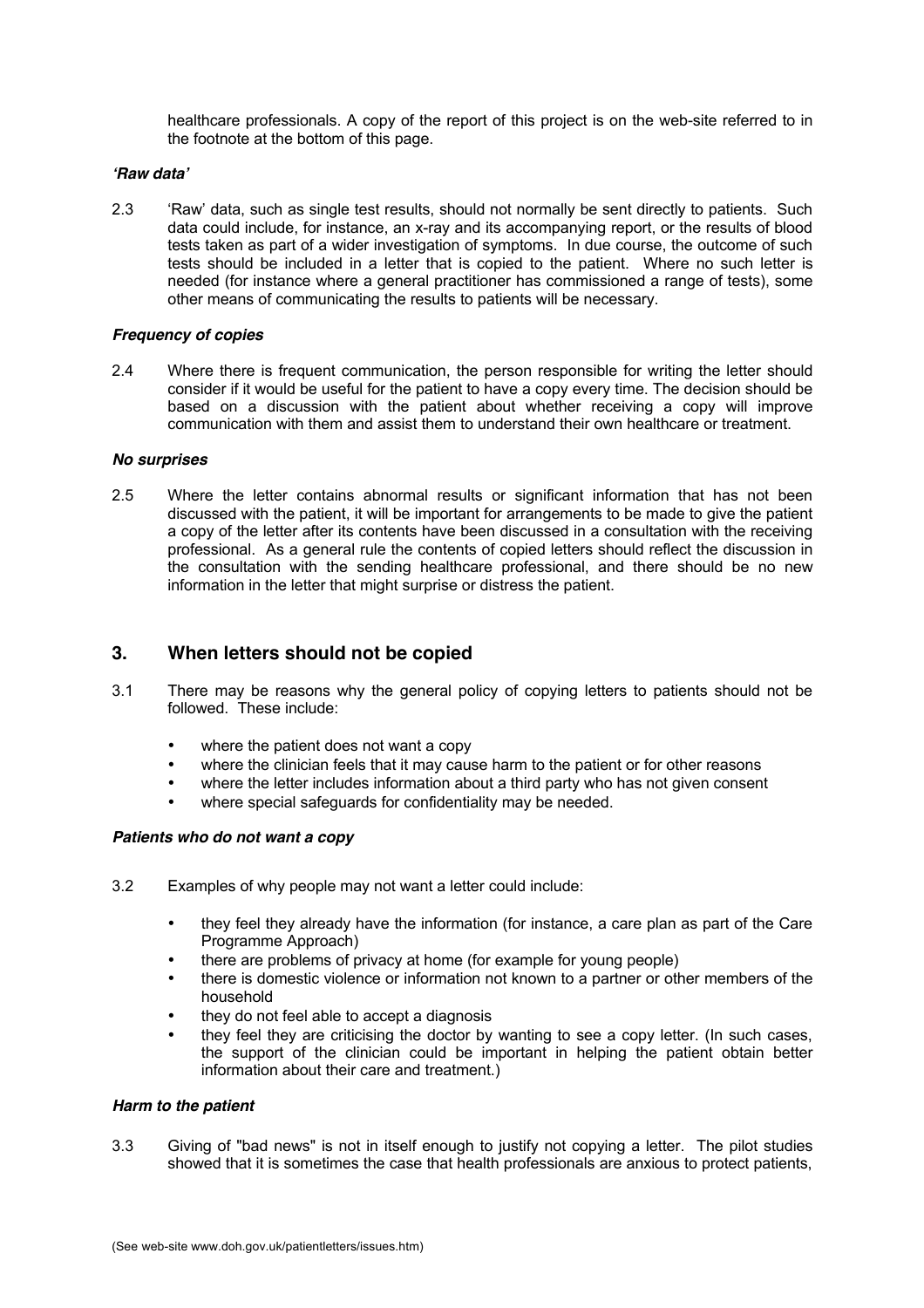healthcare professionals. A copy of the report of this project is on the web-site referred to in the footnote at the bottom of this page.

***'Raw data'***

2.3 'Raw' data, such as single test results, should not normally be sent directly to patients. Such data could include, for instance, an x-ray and its accompanying report, or the results of blood tests taken as part of a wider investigation of symptoms. In due course, the outcome of such tests should be included in a letter that is copied to the patient. Where no such letter is needed (for instance where a general practitioner has commissioned a range of tests), some other means of communicating the results to patients will be necessary.

***Frequency of copies***

2.4 Where there is frequent communication, the person responsible for writing the letter should consider if it would be useful for the patient to have a copy every time. The decision should be based on a discussion with the patient about whether receiving a copy will improve communication with them and assist them to understand their own healthcare or treatment.

***No surprises***

2.5 Where the letter contains abnormal results or significant information that has not been discussed with the patient, it will be important for arrangements to be made to give the patient a copy of the letter after its contents have been discussed in a consultation with the receiving professional. As a general rule the contents of copied letters should reflect the discussion in the consultation with the sending healthcare professional, and there should be no new information in the letter that might surprise or distress the patient.

## 3. When letters should not be copied

3.1 There may be reasons why the general policy of copying letters to patients should not be followed. These include:

- where the patient does not want a copy
- where the clinician feels that it may cause harm to the patient or for other reasons
- where the letter includes information about a third party who has not given consent
- where special safeguards for confidentiality may be needed.

***Patients who do not want a copy***

3.2 Examples of why people may not want a letter could include:

- they feel they already have the information (for instance, a care plan as part of the Care Programme Approach)
- there are problems of privacy at home (for example for young people)
- there is domestic violence or information not known to a partner or other members of the household
- they do not feel able to accept a diagnosis
- they feel they are criticising the doctor by wanting to see a copy letter. (In such cases, the support of the clinician could be important in helping the patient obtain better information about their care and treatment.)

***Harm to the patient***

3.3 Giving of "bad news" is not in itself enough to justify not copying a letter. The pilot studies showed that it is sometimes the case that health professionals are anxious to protect patients,

(See web-site www.doh.gov.uk/patientletters/issues.htm)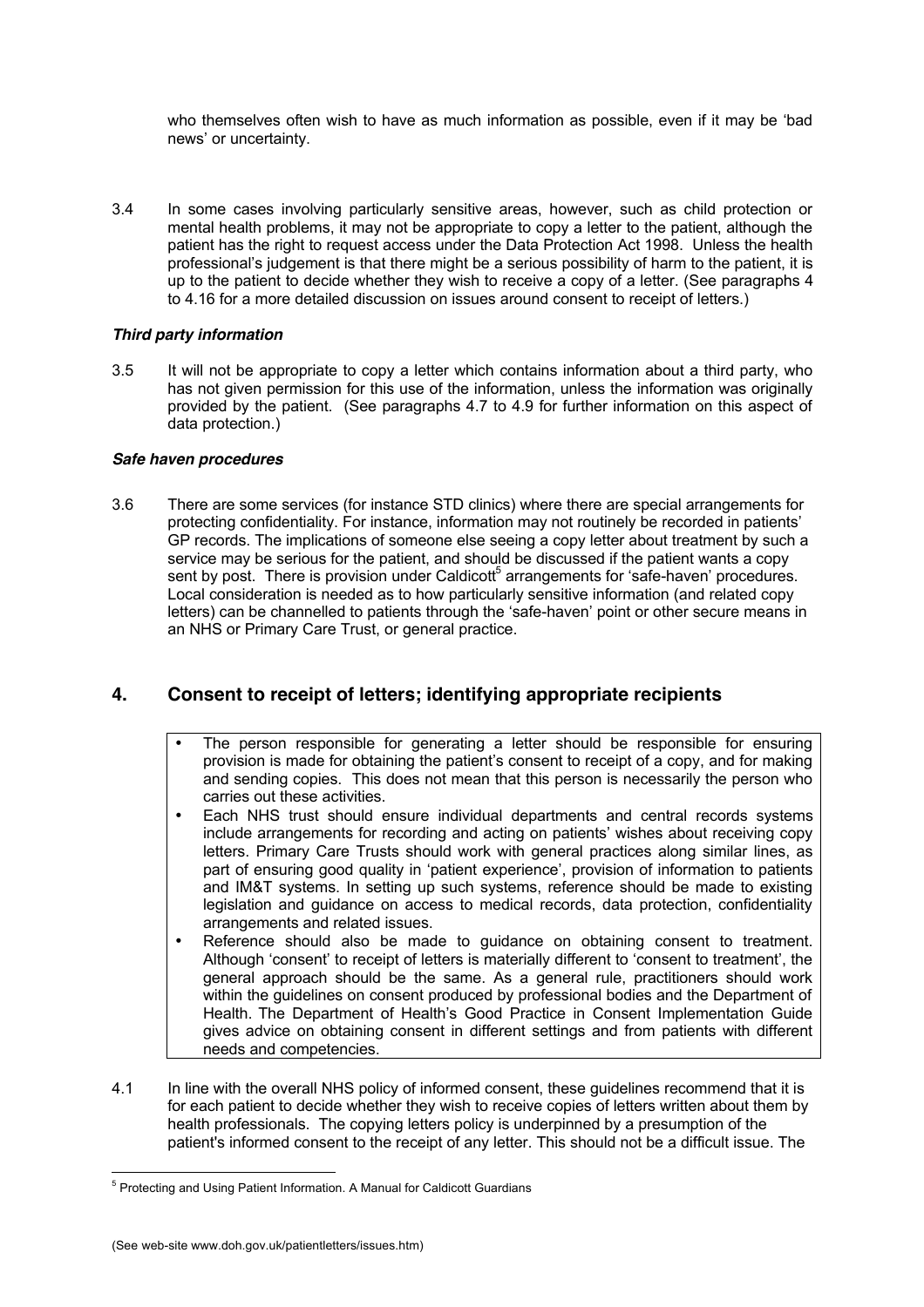who themselves often wish to have as much information as possible, even if it may be 'bad news' or uncertainty.

3.4 In some cases involving particularly sensitive areas, however, such as child protection or mental health problems, it may not be appropriate to copy a letter to the patient, although the patient has the right to request access under the Data Protection Act 1998. Unless the health professional's judgement is that there might be a serious possibility of harm to the patient, it is up to the patient to decide whether they wish to receive a copy of a letter. (See paragraphs 4 to 4.16 for a more detailed discussion on issues around consent to receipt of letters.)

***Third party information***

3.5 It will not be appropriate to copy a letter which contains information about a third party, who has not given permission for this use of the information, unless the information was originally provided by the patient. (See paragraphs 4.7 to 4.9 for further information on this aspect of data protection.)

***Safe haven procedures***

3.6 There are some services (for instance STD clinics) where there are special arrangements for protecting confidentiality. For instance, information may not routinely be recorded in patients' GP records. The implications of someone else seeing a copy letter about treatment by such a service may be serious for the patient, and should be discussed if the patient wants a copy sent by post. There is provision under Caldicott[5] arrangements for 'safe-haven' procedures. Local consideration is needed as to how particularly sensitive information (and related copy letters) can be channelled to patients through the 'safe-haven' point or other secure means in an NHS or Primary Care Trust, or general practice.

## 4. Consent to receipt of letters; identifying appropriate recipients

- The person responsible for generating a letter should be responsible for ensuring provision is made for obtaining the patient's consent to receipt of a copy, and for making and sending copies. This does not mean that this person is necessarily the person who carries out these activities.
- Each NHS trust should ensure individual departments and central records systems include arrangements for recording and acting on patients' wishes about receiving copy letters. Primary Care Trusts should work with general practices along similar lines, as part of ensuring good quality in 'patient experience', provision of information to patients and IM&T systems. In setting up such systems, reference should be made to existing legislation and guidance on access to medical records, data protection, confidentiality arrangements and related issues.
- Reference should also be made to guidance on obtaining consent to treatment. Although 'consent' to receipt of letters is materially different to 'consent to treatment', the general approach should be the same. As a general rule, practitioners should work within the guidelines on consent produced by professional bodies and the Department of Health. The Department of Health's Good Practice in Consent Implementation Guide gives advice on obtaining consent in different settings and from patients with different needs and competencies.

4.1 In line with the overall NHS policy of informed consent, these guidelines recommend that it is for each patient to decide whether they wish to receive copies of letters written about them by health professionals. The copying letters policy is underpinned by a presumption of the patient's informed consent to the receipt of any letter. This should not be a difficult issue. The

[5] Protecting and Using Patient Information. A Manual for Caldicott Guardians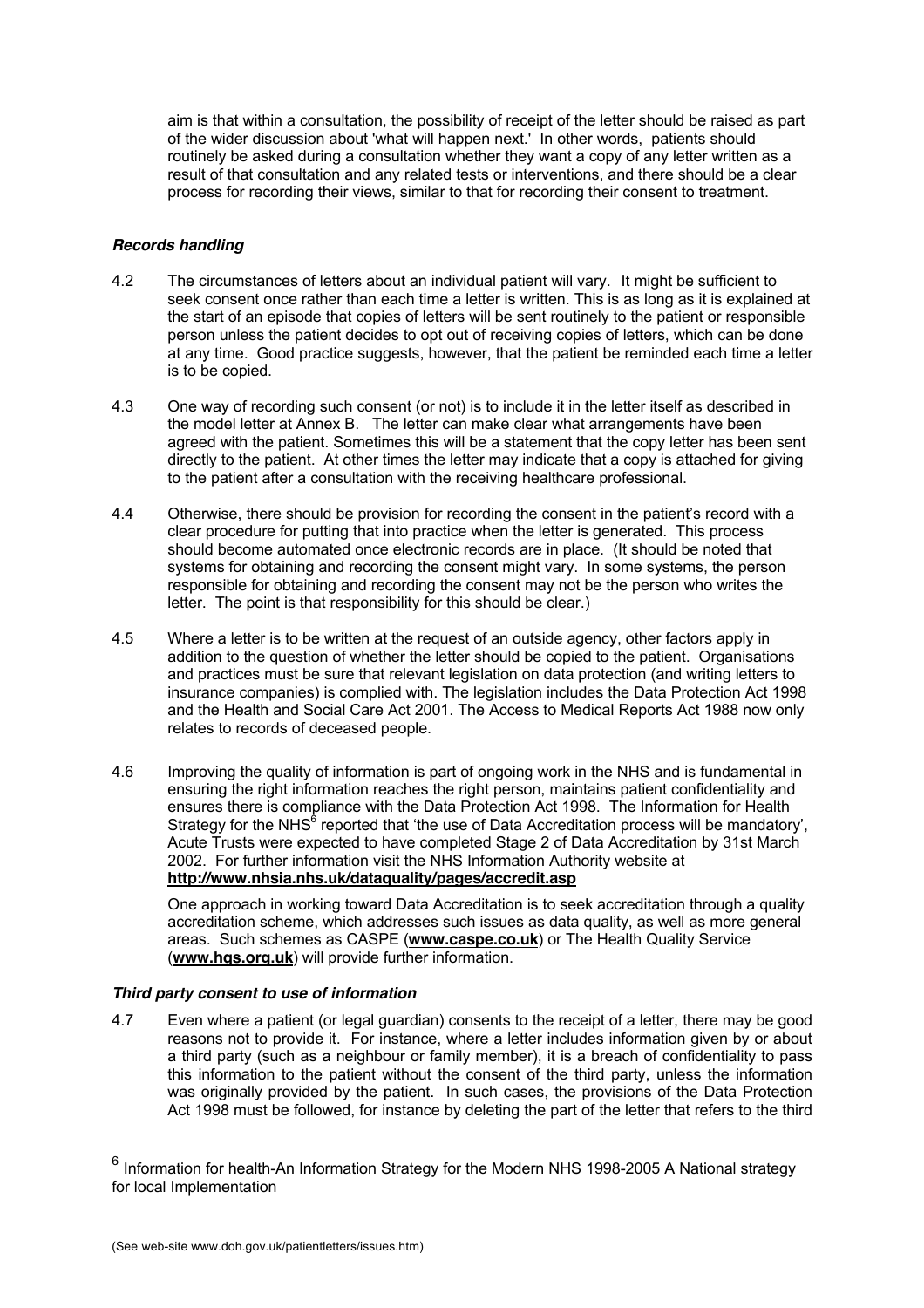aim is that within a consultation, the possibility of receipt of the letter should be raised as part of the wider discussion about 'what will happen next.' In other words, patients should routinely be asked during a consultation whether they want a copy of any letter written as a result of that consultation and any related tests or interventions, and there should be a clear process for recording their views, similar to that for recording their consent to treatment.

### *Records handling*

4.2 The circumstances of letters about an individual patient will vary. It might be sufficient to seek consent once rather than each time a letter is written. This is as long as it is explained at the start of an episode that copies of letters will be sent routinely to the patient or responsible person unless the patient decides to opt out of receiving copies of letters, which can be done at any time. Good practice suggests, however, that the patient be reminded each time a letter is to be copied.

4.3 One way of recording such consent (or not) is to include it in the letter itself as described in the model letter at Annex B. The letter can make clear what arrangements have been agreed with the patient. Sometimes this will be a statement that the copy letter has been sent directly to the patient. At other times the letter may indicate that a copy is attached for giving to the patient after a consultation with the receiving healthcare professional.

4.4 Otherwise, there should be provision for recording the consent in the patient's record with a clear procedure for putting that into practice when the letter is generated. This process should become automated once electronic records are in place. (It should be noted that systems for obtaining and recording the consent might vary. In some systems, the person responsible for obtaining and recording the consent may not be the person who writes the letter. The point is that responsibility for this should be clear.)

4.5 Where a letter is to be written at the request of an outside agency, other factors apply in addition to the question of whether the letter should be copied to the patient. Organisations and practices must be sure that relevant legislation on data protection (and writing letters to insurance companies) is complied with. The legislation includes the Data Protection Act 1998 and the Health and Social Care Act 2001. The Access to Medical Reports Act 1988 now only relates to records of deceased people.

4.6 Improving the quality of information is part of ongoing work in the NHS and is fundamental in ensuring the right information reaches the right person, maintains patient confidentiality and ensures there is compliance with the Data Protection Act 1998. The Information for Health Strategy for the NHS[6] reported that 'the use of Data Accreditation process will be mandatory', Acute Trusts were expected to have completed Stage 2 of Data Accreditation by 31st March 2002. For further information visit the NHS Information Authority website at **http://www.nhsia.nhs.uk/dataquality/pages/accredit.asp**

One approach in working toward Data Accreditation is to seek accreditation through a quality accreditation scheme, which addresses such issues as data quality, as well as more general areas. Such schemes as CASPE (**www.caspe.co.uk**) or The Health Quality Service (**www.hqs.org.uk**) will provide further information.

### *Third party consent to use of information*

4.7 Even where a patient (or legal guardian) consents to the receipt of a letter, there may be good reasons not to provide it. For instance, where a letter includes information given by or about a third party (such as a neighbour or family member), it is a breach of confidentiality to pass this information to the patient without the consent of the third party, unless the information was originally provided by the patient. In such cases, the provisions of the Data Protection Act 1998 must be followed, for instance by deleting the part of the letter that refers to the third

[6] Information for health-An Information Strategy for the Modern NHS 1998-2005 A National strategy for local Implementation

(See web-site www.doh.gov.uk/patientletters/issues.htm)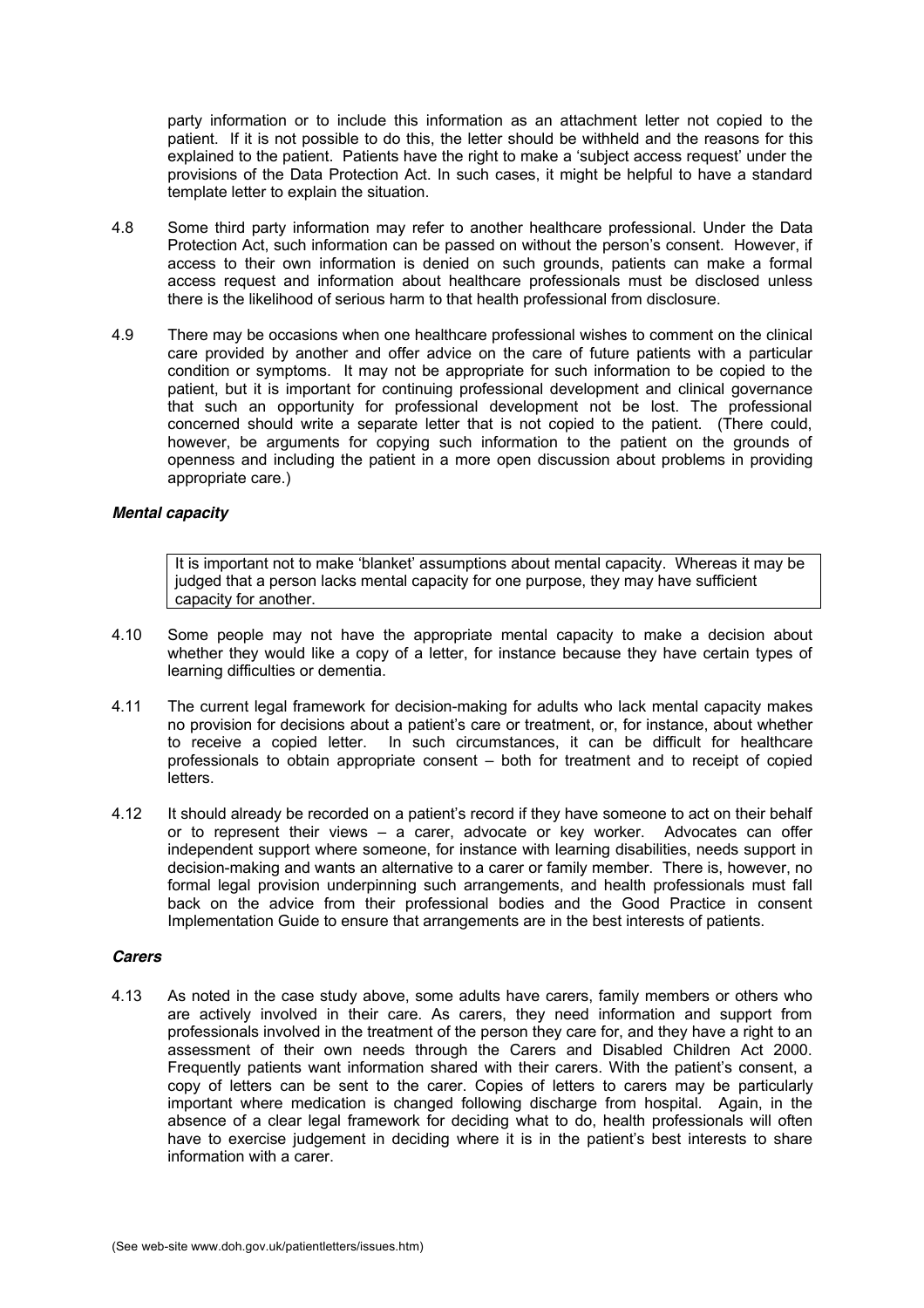party information or to include this information as an attachment letter not copied to the patient. If it is not possible to do this, the letter should be withheld and the reasons for this explained to the patient. Patients have the right to make a 'subject access request' under the provisions of the Data Protection Act. In such cases, it might be helpful to have a standard template letter to explain the situation.

4.8 Some third party information may refer to another healthcare professional. Under the Data Protection Act, such information can be passed on without the person's consent. However, if access to their own information is denied on such grounds, patients can make a formal access request and information about healthcare professionals must be disclosed unless there is the likelihood of serious harm to that health professional from disclosure.

4.9 There may be occasions when one healthcare professional wishes to comment on the clinical care provided by another and offer advice on the care of future patients with a particular condition or symptoms. It may not be appropriate for such information to be copied to the patient, but it is important for continuing professional development and clinical governance that such an opportunity for professional development not be lost. The professional concerned should write a separate letter that is not copied to the patient. (There could, however, be arguments for copying such information to the patient on the grounds of openness and including the patient in a more open discussion about problems in providing appropriate care.)

***Mental capacity***

> It is important not to make 'blanket' assumptions about mental capacity. Whereas it may be judged that a person lacks mental capacity for one purpose, they may have sufficient capacity for another.

4.10 Some people may not have the appropriate mental capacity to make a decision about whether they would like a copy of a letter, for instance because they have certain types of learning difficulties or dementia.

4.11 The current legal framework for decision-making for adults who lack mental capacity makes no provision for decisions about a patient's care or treatment, or, for instance, about whether to receive a copied letter. In such circumstances, it can be difficult for healthcare professionals to obtain appropriate consent – both for treatment and to receipt of copied letters.

4.12 It should already be recorded on a patient's record if they have someone to act on their behalf or to represent their views – a carer, advocate or key worker. Advocates can offer independent support where someone, for instance with learning disabilities, needs support in decision-making and wants an alternative to a carer or family member. There is, however, no formal legal provision underpinning such arrangements, and health professionals must fall back on the advice from their professional bodies and the Good Practice in consent Implementation Guide to ensure that arrangements are in the best interests of patients.

***Carers***

4.13 As noted in the case study above, some adults have carers, family members or others who are actively involved in their care. As carers, they need information and support from professionals involved in the treatment of the person they care for, and they have a right to an assessment of their own needs through the Carers and Disabled Children Act 2000. Frequently patients want information shared with their carers. With the patient's consent, a copy of letters can be sent to the carer. Copies of letters to carers may be particularly important where medication is changed following discharge from hospital. Again, in the absence of a clear legal framework for deciding what to do, health professionals will often have to exercise judgement in deciding where it is in the patient's best interests to share information with a carer.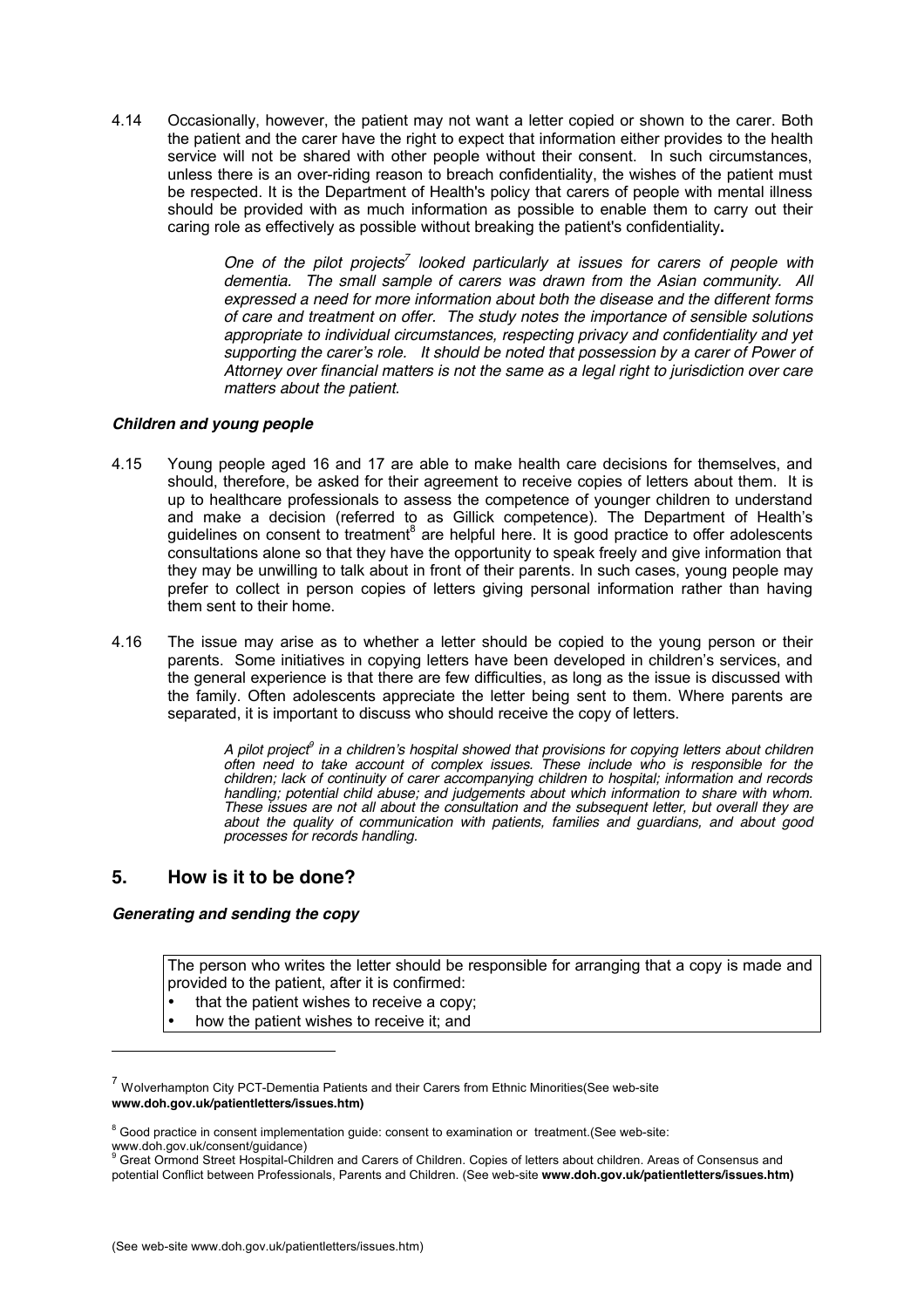4.14 Occasionally, however, the patient may not want a letter copied or shown to the carer. Both the patient and the carer have the right to expect that information either provides to the health service will not be shared with other people without their consent. In such circumstances, unless there is an over-riding reason to breach confidentiality, the wishes of the patient must be respected. It is the Department of Health's policy that carers of people with mental illness should be provided with as much information as possible to enable them to carry out their caring role as effectively as possible without breaking the patient's confidentiality**.**

> *One of the pilot projects[7] looked particularly at issues for carers of people with dementia. The small sample of carers was drawn from the Asian community. All expressed a need for more information about both the disease and the different forms of care and treatment on offer. The study notes the importance of sensible solutions appropriate to individual circumstances, respecting privacy and confidentiality and yet supporting the carer's role. It should be noted that possession by a carer of Power of Attorney over financial matters is not the same as a legal right to jurisdiction over care matters about the patient.*

***Children and young people***

4.15 Young people aged 16 and 17 are able to make health care decisions for themselves, and should, therefore, be asked for their agreement to receive copies of letters about them. It is up to healthcare professionals to assess the competence of younger children to understand and make a decision (referred to as Gillick competence). The Department of Health's guidelines on consent to treatment[8] are helpful here. It is good practice to offer adolescents consultations alone so that they have the opportunity to speak freely and give information that they may be unwilling to talk about in front of their parents. In such cases, young people may prefer to collect in person copies of letters giving personal information rather than having them sent to their home.

4.16 The issue may arise as to whether a letter should be copied to the young person or their parents. Some initiatives in copying letters have been developed in children's services, and the general experience is that there are few difficulties, as long as the issue is discussed with the family. Often adolescents appreciate the letter being sent to them. Where parents are separated, it is important to discuss who should receive the copy of letters.

> *A pilot project[9] in a children's hospital showed that provisions for copying letters about children often need to take account of complex issues. These include who is responsible for the children; lack of continuity of carer accompanying children to hospital; information and records handling; potential child abuse; and judgements about which information to share with whom. These issues are not all about the consultation and the subsequent letter, but overall they are about the quality of communication with patients, families and guardians, and about good processes for records handling.*

## 5. How is it to be done?

***Generating and sending the copy***

> The person who writes the letter should be responsible for arranging that a copy is made and provided to the patient, after it is confirmed:
> - that the patient wishes to receive a copy;
> - how the patient wishes to receive it; and

---

[7] Wolverhampton City PCT-Dementia Patients and their Carers from Ethnic Minorities(See web-site **www.doh.gov.uk/patientletters/issues.htm)**

[8] Good practice in consent implementation guide: consent to examination or treatment.(See web-site: www.doh.gov.uk/consent/guidance)

[9] Great Ormond Street Hospital-Children and Carers of Children. Copies of letters about children. Areas of Consensus and potential Conflict between Professionals, Parents and Children. (See web-site **www.doh.gov.uk/patientletters/issues.htm)**

(See web-site www.doh.gov.uk/patientletters/issues.htm)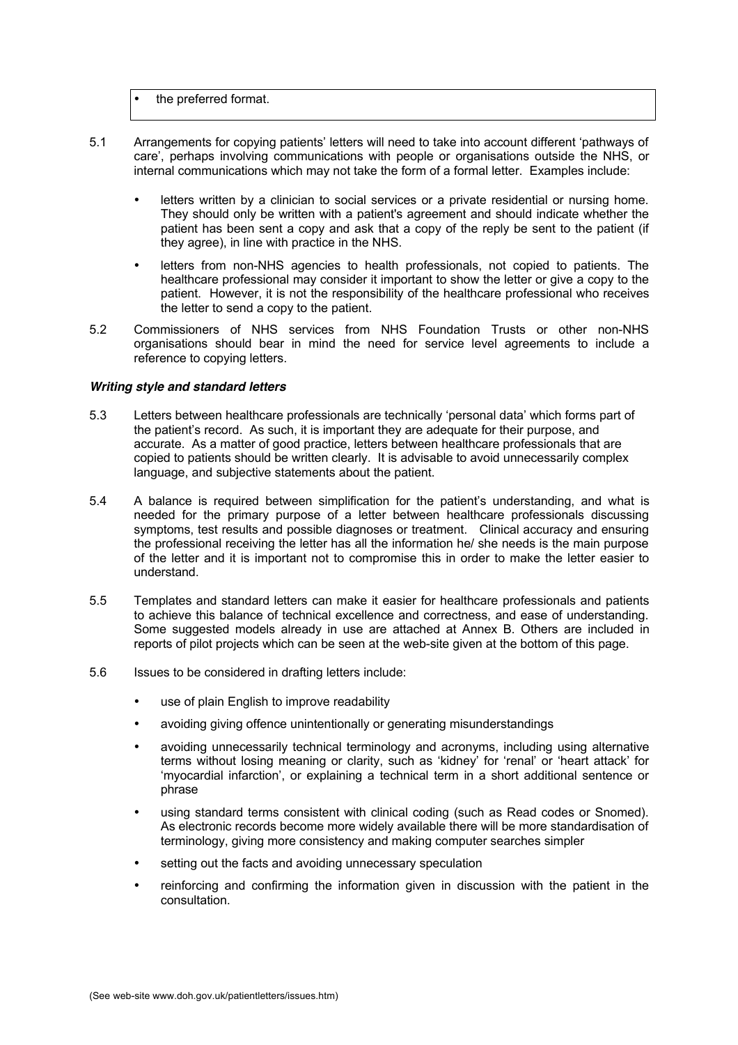- the preferred format.

5.1 Arrangements for copying patients' letters will need to take into account different 'pathways of care', perhaps involving communications with people or organisations outside the NHS, or internal communications which may not take the form of a formal letter. Examples include:

- letters written by a clinician to social services or a private residential or nursing home. They should only be written with a patient's agreement and should indicate whether the patient has been sent a copy and ask that a copy of the reply be sent to the patient (if they agree), in line with practice in the NHS.
- letters from non-NHS agencies to health professionals, not copied to patients. The healthcare professional may consider it important to show the letter or give a copy to the patient. However, it is not the responsibility of the healthcare professional who receives the letter to send a copy to the patient.

5.2 Commissioners of NHS services from NHS Foundation Trusts or other non-NHS organisations should bear in mind the need for service level agreements to include a reference to copying letters.

### *Writing style and standard letters*

5.3 Letters between healthcare professionals are technically 'personal data' which forms part of the patient's record. As such, it is important they are adequate for their purpose, and accurate. As a matter of good practice, letters between healthcare professionals that are copied to patients should be written clearly. It is advisable to avoid unnecessarily complex language, and subjective statements about the patient.

5.4 A balance is required between simplification for the patient's understanding, and what is needed for the primary purpose of a letter between healthcare professionals discussing symptoms, test results and possible diagnoses or treatment. Clinical accuracy and ensuring the professional receiving the letter has all the information he/ she needs is the main purpose of the letter and it is important not to compromise this in order to make the letter easier to understand.

5.5 Templates and standard letters can make it easier for healthcare professionals and patients to achieve this balance of technical excellence and correctness, and ease of understanding. Some suggested models already in use are attached at Annex B. Others are included in reports of pilot projects which can be seen at the web-site given at the bottom of this page.

5.6 Issues to be considered in drafting letters include:

- use of plain English to improve readability
- avoiding giving offence unintentionally or generating misunderstandings
- avoiding unnecessarily technical terminology and acronyms, including using alternative terms without losing meaning or clarity, such as 'kidney' for 'renal' or 'heart attack' for 'myocardial infarction', or explaining a technical term in a short additional sentence or phrase
- using standard terms consistent with clinical coding (such as Read codes or Snomed). As electronic records become more widely available there will be more standardisation of terminology, giving more consistency and making computer searches simpler
- setting out the facts and avoiding unnecessary speculation
- reinforcing and confirming the information given in discussion with the patient in the consultation.

(See web-site www.doh.gov.uk/patientletters/issues.htm)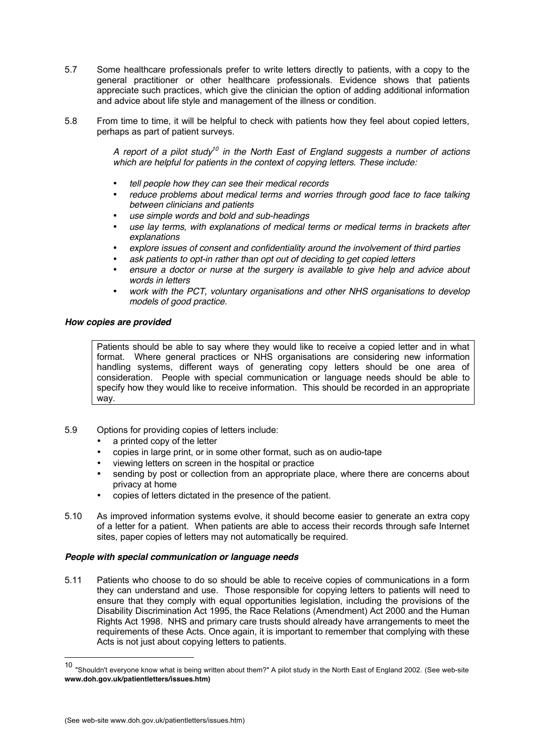5.7 Some healthcare professionals prefer to write letters directly to patients, with a copy to the general practitioner or other healthcare professionals. Evidence shows that patients appreciate such practices, which give the clinician the option of adding additional information and advice about life style and management of the illness or condition.

5.8 From time to time, it will be helpful to check with patients how they feel about copied letters, perhaps as part of patient surveys.

> *A report of a pilot study[10] in the North East of England suggests a number of actions which are helpful for patients in the context of copying letters. These include:*
>
> - *tell people how they can see their medical records*
> - *reduce problems about medical terms and worries through good face to face talking between clinicians and patients*
> - *use simple words and bold and sub-headings*
> - *use lay terms, with explanations of medical terms or medical terms in brackets after explanations*
> - *explore issues of consent and confidentiality around the involvement of third parties*
> - *ask patients to opt-in rather than opt out of deciding to get copied letters*
> - *ensure a doctor or nurse at the surgery is available to give help and advice about words in letters*
> - *work with the PCT, voluntary organisations and other NHS organisations to develop models of good practice.*

***How copies are provided***

> Patients should be able to say where they would like to receive a copied letter and in what format. Where general practices or NHS organisations are considering new information handling systems, different ways of generating copy letters should be one area of consideration. People with special communication or language needs should be able to specify how they would like to receive information. This should be recorded in an appropriate way.

5.9 Options for providing copies of letters include:

- a printed copy of the letter
- copies in large print, or in some other format, such as on audio-tape
- viewing letters on screen in the hospital or practice
- sending by post or collection from an appropriate place, where there are concerns about privacy at home
- copies of letters dictated in the presence of the patient.

5.10 As improved information systems evolve, it should become easier to generate an extra copy of a letter for a patient. When patients are able to access their records through safe Internet sites, paper copies of letters may not automatically be required.

***People with special communication or language needs***

5.11 Patients who choose to do so should be able to receive copies of communications in a form they can understand and use. Those responsible for copying letters to patients will need to ensure that they comply with equal opportunities legislation, including the provisions of the Disability Discrimination Act 1995, the Race Relations (Amendment) Act 2000 and the Human Rights Act 1998. NHS and primary care trusts should already have arrangements to meet the requirements of these Acts. Once again, it is important to remember that complying with these Acts is not just about copying letters to patients.

---

[10] "Shouldn't everyone know what is being written about them?" A pilot study in the North East of England 2002. (See web-site **www.doh.gov.uk/patientletters/issues.htm)**

(See web-site www.doh.gov.uk/patientletters/issues.htm)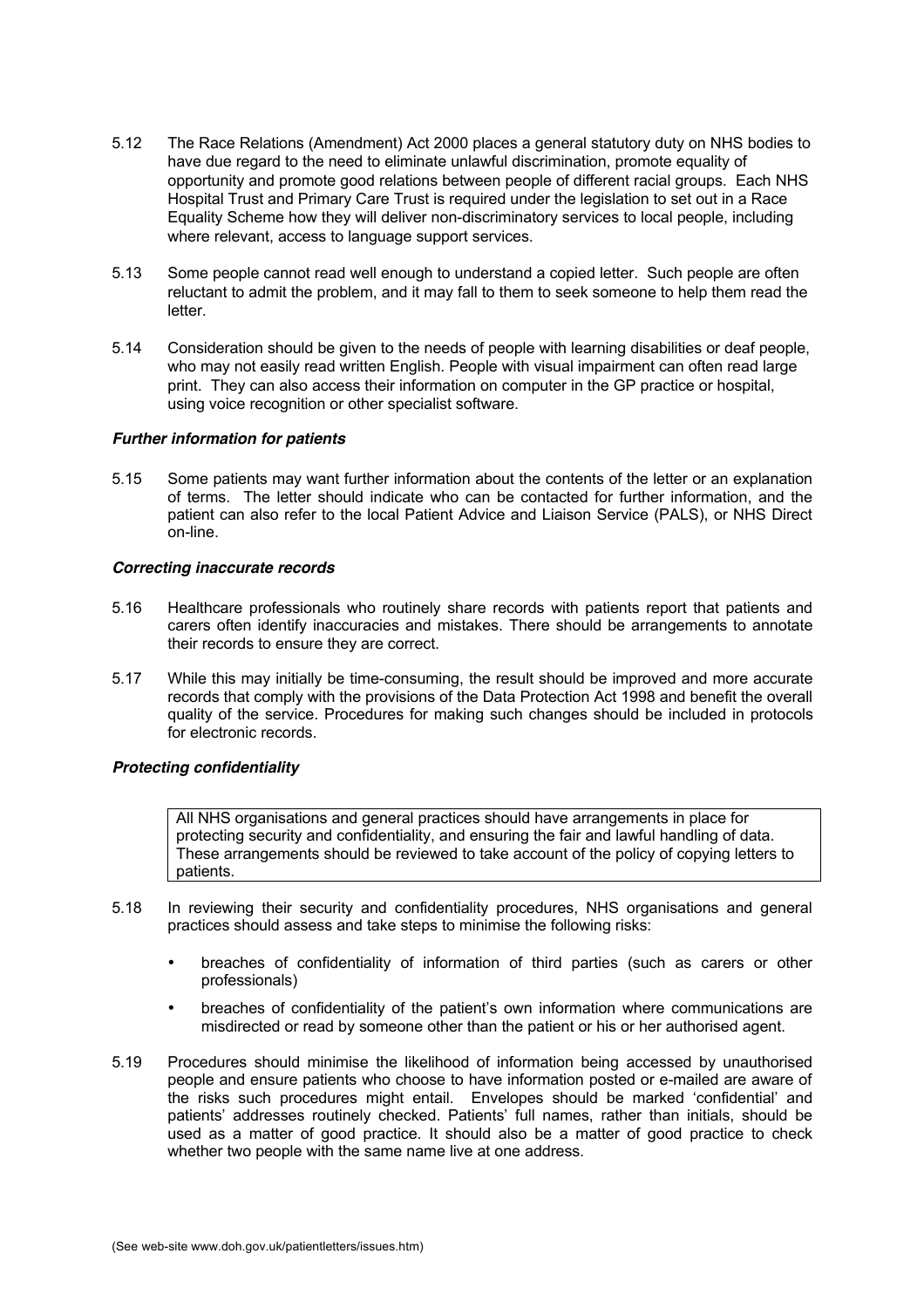5.12 The Race Relations (Amendment) Act 2000 places a general statutory duty on NHS bodies to have due regard to the need to eliminate unlawful discrimination, promote equality of opportunity and promote good relations between people of different racial groups. Each NHS Hospital Trust and Primary Care Trust is required under the legislation to set out in a Race Equality Scheme how they will deliver non-discriminatory services to local people, including where relevant, access to language support services.

5.13 Some people cannot read well enough to understand a copied letter. Such people are often reluctant to admit the problem, and it may fall to them to seek someone to help them read the letter.

5.14 Consideration should be given to the needs of people with learning disabilities or deaf people, who may not easily read written English. People with visual impairment can often read large print. They can also access their information on computer in the GP practice or hospital, using voice recognition or other specialist software.

#### *Further information for patients*

5.15 Some patients may want further information about the contents of the letter or an explanation of terms. The letter should indicate who can be contacted for further information, and the patient can also refer to the local Patient Advice and Liaison Service (PALS), or NHS Direct on-line.

#### *Correcting inaccurate records*

5.16 Healthcare professionals who routinely share records with patients report that patients and carers often identify inaccuracies and mistakes. There should be arrangements to annotate their records to ensure they are correct.

5.17 While this may initially be time-consuming, the result should be improved and more accurate records that comply with the provisions of the Data Protection Act 1998 and benefit the overall quality of the service. Procedures for making such changes should be included in protocols for electronic records.

#### *Protecting confidentiality*

> All NHS organisations and general practices should have arrangements in place for protecting security and confidentiality, and ensuring the fair and lawful handling of data. These arrangements should be reviewed to take account of the policy of copying letters to patients.

5.18 In reviewing their security and confidentiality procedures, NHS organisations and general practices should assess and take steps to minimise the following risks:

- breaches of confidentiality of information of third parties (such as carers or other professionals)
- breaches of confidentiality of the patient's own information where communications are misdirected or read by someone other than the patient or his or her authorised agent.

5.19 Procedures should minimise the likelihood of information being accessed by unauthorised people and ensure patients who choose to have information posted or e-mailed are aware of the risks such procedures might entail. Envelopes should be marked 'confidential' and patients' addresses routinely checked. Patients' full names, rather than initials, should be used as a matter of good practice. It should also be a matter of good practice to check whether two people with the same name live at one address.

(See web-site www.doh.gov.uk/patientletters/issues.htm)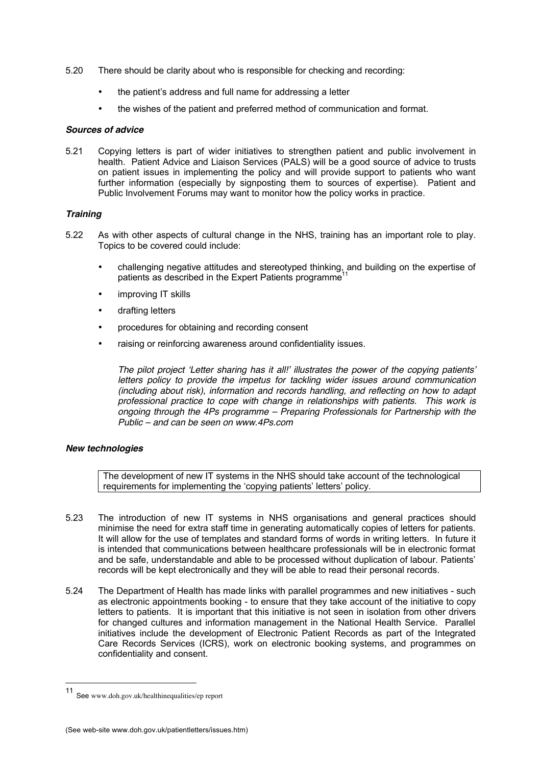5.20 There should be clarity about who is responsible for checking and recording:

- the patient's address and full name for addressing a letter
- the wishes of the patient and preferred method of communication and format.

### *Sources of advice*

5.21 Copying letters is part of wider initiatives to strengthen patient and public involvement in health. Patient Advice and Liaison Services (PALS) will be a good source of advice to trusts on patient issues in implementing the policy and will provide support to patients who want further information (especially by signposting them to sources of expertise). Patient and Public Involvement Forums may want to monitor how the policy works in practice.

### *Training*

5.22 As with other aspects of cultural change in the NHS, training has an important role to play. Topics to be covered could include:

- challenging negative attitudes and stereotyped thinking, and building on the expertise of patients as described in the Expert Patients programme[11]
- improving IT skills
- drafting letters
- procedures for obtaining and recording consent
- raising or reinforcing awareness around confidentiality issues.

*The pilot project 'Letter sharing has it all!' illustrates the power of the copying patients' letters policy to provide the impetus for tackling wider issues around communication (including about risk), information and records handling, and reflecting on how to adapt professional practice to cope with change in relationships with patients. This work is ongoing through the 4Ps programme – Preparing Professionals for Partnership with the Public – and can be seen on www.4Ps.com*

### *New technologies*

> The development of new IT systems in the NHS should take account of the technological requirements for implementing the 'copying patients' letters' policy.

5.23 The introduction of new IT systems in NHS organisations and general practices should minimise the need for extra staff time in generating automatically copies of letters for patients. It will allow for the use of templates and standard forms of words in writing letters. In future it is intended that communications between healthcare professionals will be in electronic format and be safe, understandable and able to be processed without duplication of labour. Patients' records will be kept electronically and they will be able to read their personal records.

5.24 The Department of Health has made links with parallel programmes and new initiatives - such as electronic appointments booking - to ensure that they take account of the initiative to copy letters to patients. It is important that this initiative is not seen in isolation from other drivers for changed cultures and information management in the National Health Service. Parallel initiatives include the development of Electronic Patient Records as part of the Integrated Care Records Services (ICRS), work on electronic booking systems, and programmes on confidentiality and consent.

---

[11] See www.doh.gov.uk/healthinequalities/ep report

(See web-site www.doh.gov.uk/patientletters/issues.htm)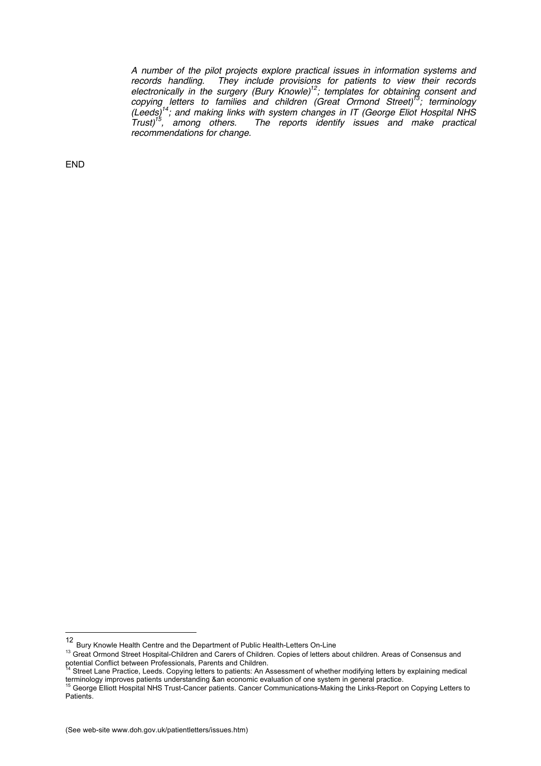*A number of the pilot projects explore practical issues in information systems and records handling. They include provisions for patients to view their records electronically in the surgery (Bury Knowle)[12]; templates for obtaining consent and copying letters to families and children (Great Ormond Street)[13]; terminology (Leeds)[14]; and making links with system changes in IT (George Eliot Hospital NHS Trust)[15], among others. The reports identify issues and make practical recommendations for change.*

END

---

[12] Bury Knowle Health Centre and the Department of Public Health-Letters On-Line

[13] Great Ormond Street Hospital-Children and Carers of Children. Copies of letters about children. Areas of Consensus and potential Conflict between Professionals, Parents and Children.

[14] Street Lane Practice, Leeds. Copying letters to patients: An Assessment of whether modifying letters by explaining medical terminology improves patients understanding &an economic evaluation of one system in general practice.

[15] George Elliott Hospital NHS Trust-Cancer patients. Cancer Communications-Making the Links-Report on Copying Letters to Patients.

(See web-site www.doh.gov.uk/patientletters/issues.htm)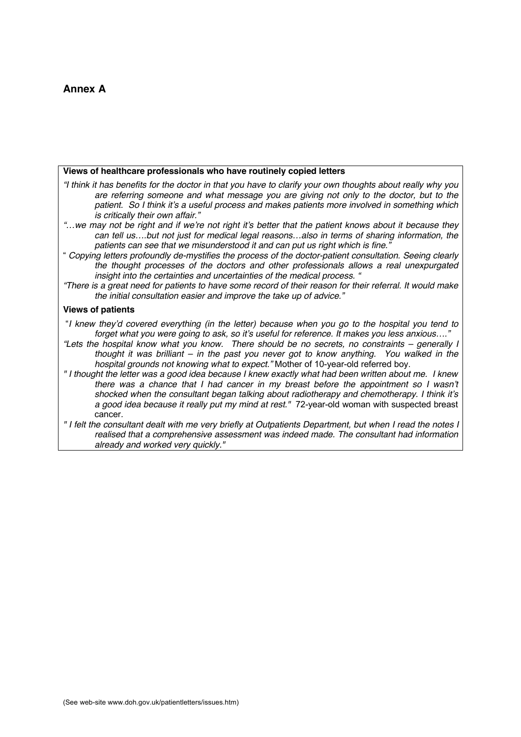## Annex A

**Views of healthcare professionals who have routinely copied letters**

*"I think it has benefits for the doctor in that you have to clarify your own thoughts about really why you are referring someone and what message you are giving not only to the doctor, but to the patient. So I think it's a useful process and makes patients more involved in something which is critically their own affair."*

*"…we may not be right and if we're not right it's better that the patient knows about it because they can tell us….but not just for medical legal reasons…also in terms of sharing information, the patients can see that we misunderstood it and can put us right which is fine."*

*" Copying letters profoundly de-mystifies the process of the doctor-patient consultation. Seeing clearly the thought processes of the doctors and other professionals allows a real unexpurgated insight into the certainties and uncertainties of the medical process. "*

*"There is a great need for patients to have some record of their reason for their referral. It would make the initial consultation easier and improve the take up of advice."*

**Views of patients**

*"I knew they'd covered everything (in the letter) because when you go to the hospital you tend to forget what you were going to ask, so it's useful for reference. It makes you less anxious…."*

*"Lets the hospital know what you know. There should be no secrets, no constraints – generally I thought it was brilliant – in the past you never got to know anything. You walked in the hospital grounds not knowing what to expect."* Mother of 10-year-old referred boy.

*" I thought the letter was a good idea because I knew exactly what had been written about me. I knew there was a chance that I had cancer in my breast before the appointment so I wasn't shocked when the consultant began talking about radiotherapy and chemotherapy. I think it's a good idea because it really put my mind at rest."* 72-year-old woman with suspected breast cancer.

*" I felt the consultant dealt with me very briefly at Outpatients Department, but when I read the notes I realised that a comprehensive assessment was indeed made. The consultant had information already and worked very quickly."*

(See web-site www.doh.gov.uk/patientletters/issues.htm)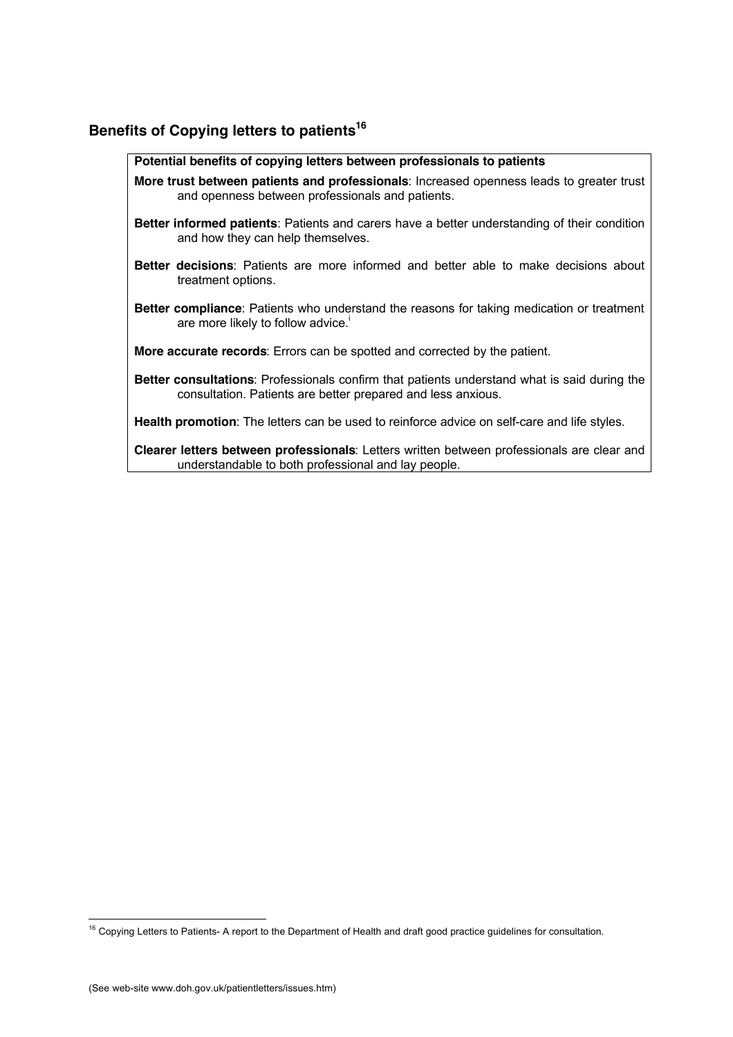## Benefits of Copying letters to patients[16]

**Potential benefits of copying letters between professionals to patients**

**More trust between patients and professionals**: Increased openness leads to greater trust and openness between professionals and patients.

**Better informed patients**: Patients and carers have a better understanding of their condition and how they can help themselves.

**Better decisions**: Patients are more informed and better able to make decisions about treatment options.

**Better compliance**: Patients who understand the reasons for taking medication or treatment are more likely to follow advice.[i]

**More accurate records**: Errors can be spotted and corrected by the patient.

**Better consultations**: Professionals confirm that patients understand what is said during the consultation. Patients are better prepared and less anxious.

**Health promotion**: The letters can be used to reinforce advice on self-care and life styles.

**Clearer letters between professionals**: Letters written between professionals are clear and understandable to both professional and lay people.

---

[16] Copying Letters to Patients- A report to the Department of Health and draft good practice guidelines for consultation.

(See web-site www.doh.gov.uk/patientletters/issues.htm)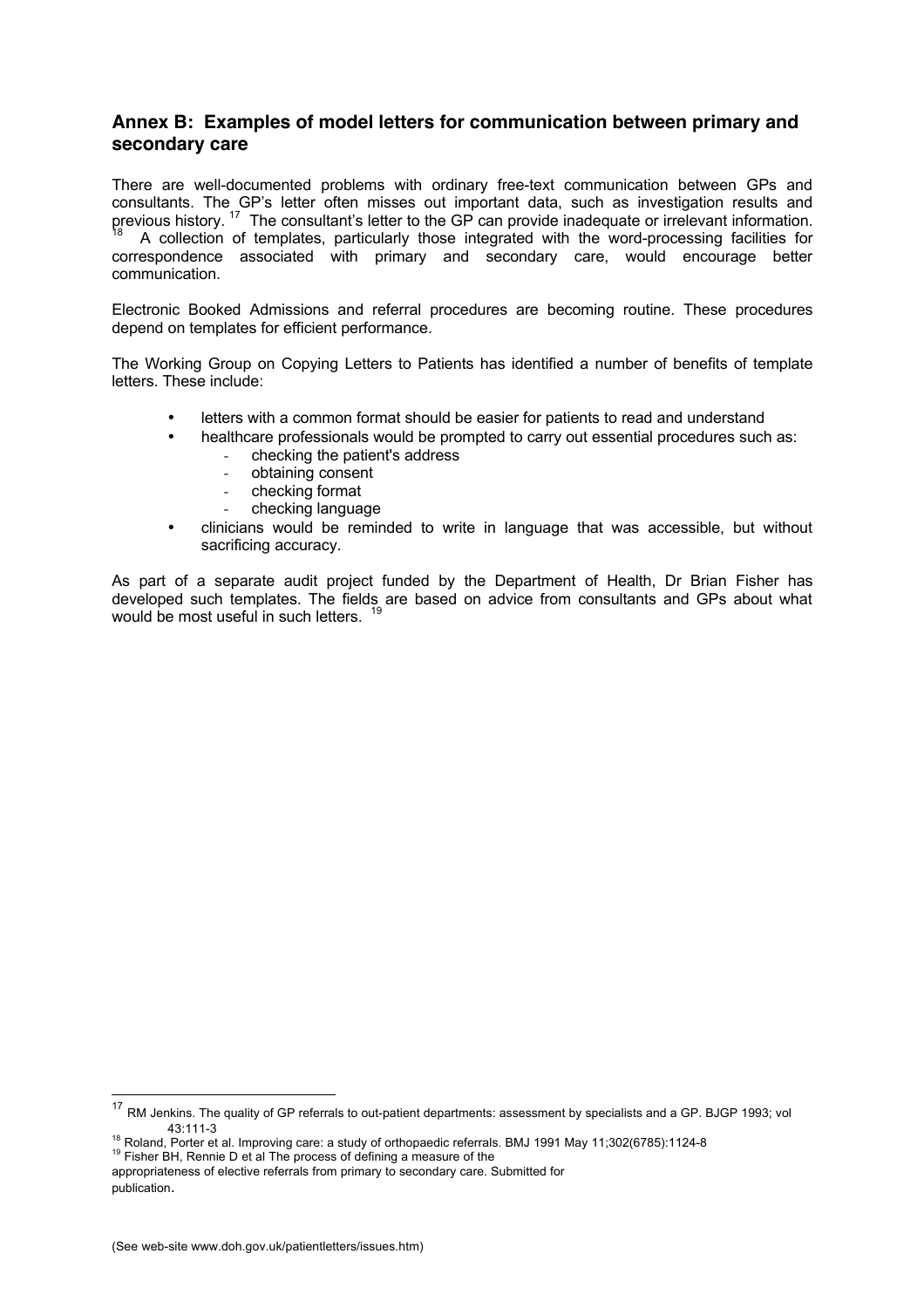## Annex B: Examples of model letters for communication between primary and secondary care

There are well-documented problems with ordinary free-text communication between GPs and consultants. The GP's letter often misses out important data, such as investigation results and previous history. [17] The consultant's letter to the GP can provide inadequate or irrelevant information. [18] A collection of templates, particularly those integrated with the word-processing facilities for correspondence associated with primary and secondary care, would encourage better communication.

Electronic Booked Admissions and referral procedures are becoming routine. These procedures depend on templates for efficient performance.

The Working Group on Copying Letters to Patients has identified a number of benefits of template letters. These include:

- letters with a common format should be easier for patients to read and understand
- healthcare professionals would be prompted to carry out essential procedures such as:
  - checking the patient's address
  - obtaining consent
  - checking format
  - checking language
- clinicians would be reminded to write in language that was accessible, but without sacrificing accuracy.

As part of a separate audit project funded by the Department of Health, Dr Brian Fisher has developed such templates. The fields are based on advice from consultants and GPs about what would be most useful in such letters. [19]

---

[17] RM Jenkins. The quality of GP referrals to out-patient departments: assessment by specialists and a GP. BJGP 1993; vol 43:111-3

[18] Roland, Porter et al. Improving care: a study of orthopaedic referrals. BMJ 1991 May 11;302(6785):1124-8

[19] Fisher BH, Rennie D et al The process of defining a measure of the appropriateness of elective referrals from primary to secondary care. Submitted for publication.

(See web-site www.doh.gov.uk/patientletters/issues.htm)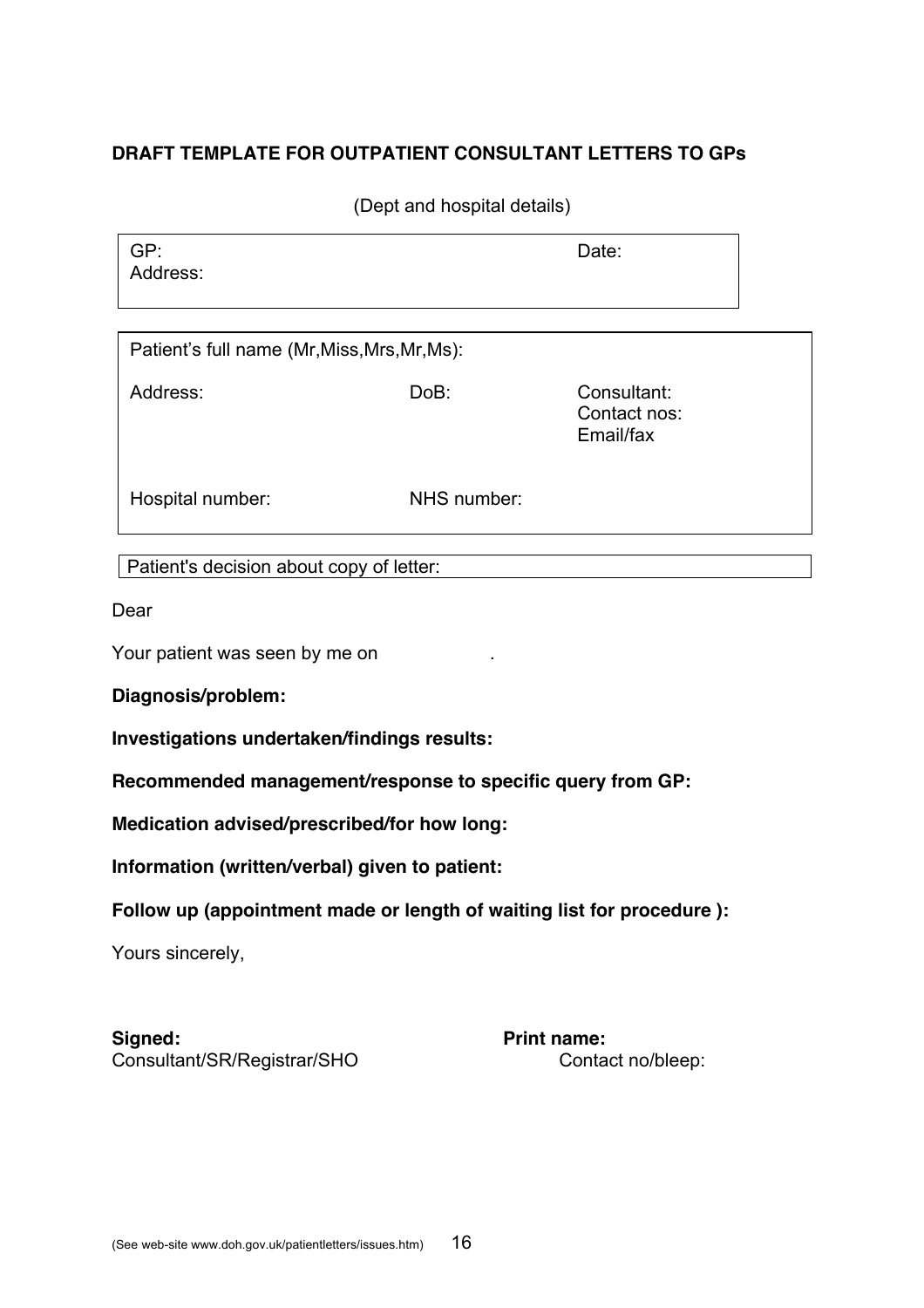**DRAFT TEMPLATE FOR OUTPATIENT CONSULTANT LETTERS TO GPs**

(Dept and hospital details)

| GP: Address: | Date: |
| --- | --- |

| Patient's full name (Mr,Miss,Mrs,Mr,Ms): | | |
| --- | --- | --- |
| Address: | DoB: | Consultant: Contact nos: Email/fax |
| Hospital number: | NHS number: | |

| Patient's decision about copy of letter: |
| --- |

Dear

Your patient was seen by me on .

**Diagnosis/problem:**

**Investigations undertaken/findings results:**

**Recommended management/response to specific query from GP:**

**Medication advised/prescribed/for how long:**

**Information (written/verbal) given to patient:**

**Follow up (appointment made or length of waiting list for procedure ):**

Yours sincerely,

**Signed:**
Consultant/SR/Registrar/SHO

**Print name:**
Contact no/bleep:

(See web-site www.doh.gov.uk/patientletters/issues.htm)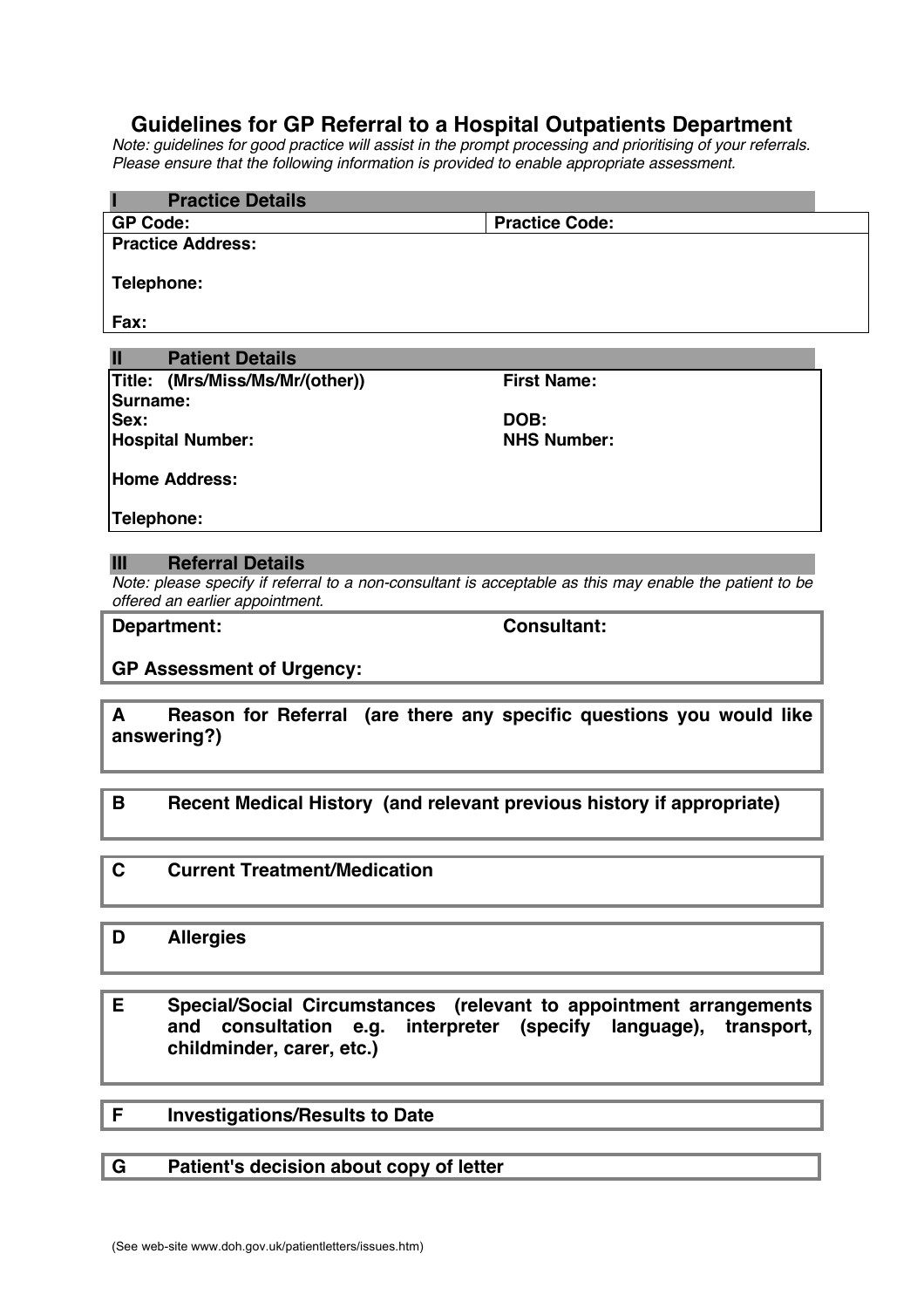# Guidelines for GP Referral to a Hospital Outpatients Department

*Note: guidelines for good practice will assist in the prompt processing and prioritising of your referrals. Please ensure that the following information is provided to enable appropriate assessment.*

## I Practice Details

| **GP Code:** | **Practice Code:** |
|---|---|
| **Practice Address:**<br><br>**Telephone:**<br><br>**Fax:** | |

## II Patient Details

| | |
|---|---|
| **Title: (Mrs/Miss/Ms/Mr/(other))** | **First Name:** |
| **Surname:** | |
| **Sex:** | **DOB:** |
| **Hospital Number:** | **NHS Number:** |
| **Home Address:** | |
| **Telephone:** | |

## III Referral Details

*Note: please specify if referral to a non-consultant is acceptable as this may enable the patient to be offered an earlier appointment.*

| **Department:** | **Consultant:** |
|---|---|
| **GP Assessment of Urgency:** | |

**A Reason for Referral (are there any specific questions you would like answering?)**

**B Recent Medical History (and relevant previous history if appropriate)**

**C Current Treatment/Medication**

**D Allergies**

**E Special/Social Circumstances (relevant to appointment arrangements and consultation e.g. interpreter (specify language), transport, childminder, carer, etc.)**

**F Investigations/Results to Date**

**G Patient's decision about copy of letter**

(See web-site www.doh.gov.uk/patientletters/issues.htm)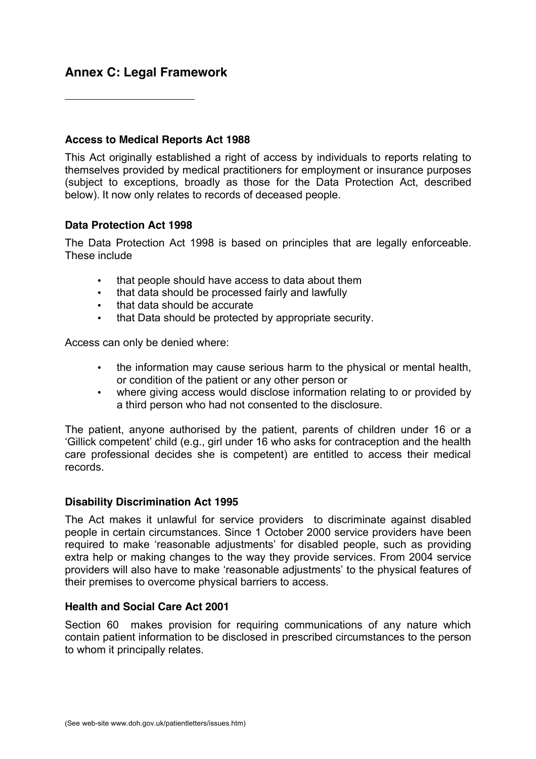## Annex C: Legal Framework

### Access to Medical Reports Act 1988

This Act originally established a right of access by individuals to reports relating to themselves provided by medical practitioners for employment or insurance purposes (subject to exceptions, broadly as those for the Data Protection Act, described below). It now only relates to records of deceased people.

### Data Protection Act 1998

The Data Protection Act 1998 is based on principles that are legally enforceable. These include

- that people should have access to data about them
- that data should be processed fairly and lawfully
- that data should be accurate
- that Data should be protected by appropriate security.

Access can only be denied where:

- the information may cause serious harm to the physical or mental health, or condition of the patient or any other person or
- where giving access would disclose information relating to or provided by a third person who had not consented to the disclosure.

The patient, anyone authorised by the patient, parents of children under 16 or a 'Gillick competent' child (e.g., girl under 16 who asks for contraception and the health care professional decides she is competent) are entitled to access their medical records.

### Disability Discrimination Act 1995

The Act makes it unlawful for service providers to discriminate against disabled people in certain circumstances. Since 1 October 2000 service providers have been required to make 'reasonable adjustments' for disabled people, such as providing extra help or making changes to the way they provide services. From 2004 service providers will also have to make 'reasonable adjustments' to the physical features of their premises to overcome physical barriers to access.

### Health and Social Care Act 2001

Section 60 makes provision for requiring communications of any nature which contain patient information to be disclosed in prescribed circumstances to the person to whom it principally relates.

(See web-site www.doh.gov.uk/patientletters/issues.htm)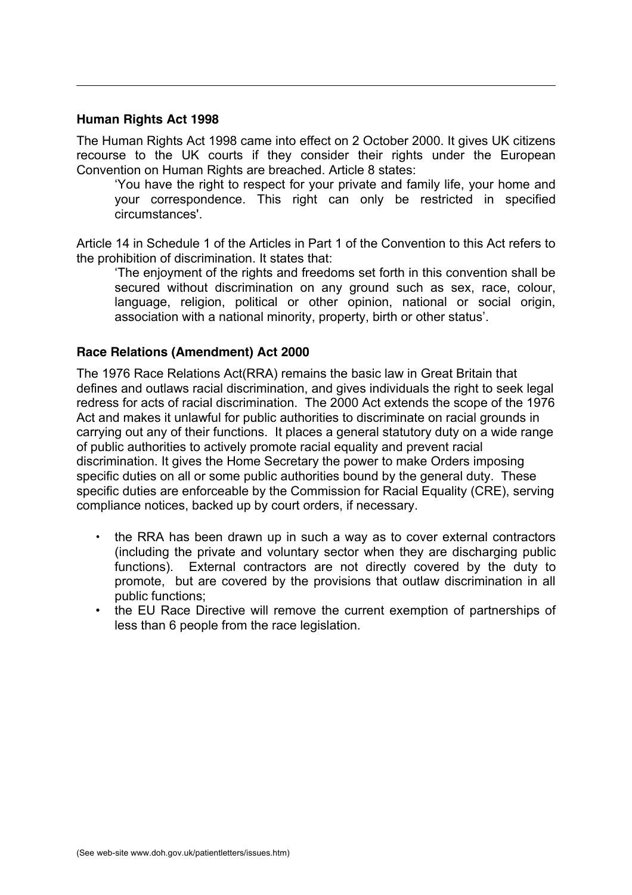## Human Rights Act 1998

The Human Rights Act 1998 came into effect on 2 October 2000. It gives UK citizens recourse to the UK courts if they consider their rights under the European Convention on Human Rights are breached. Article 8 states:

> 'You have the right to respect for your private and family life, your home and your correspondence. This right can only be restricted in specified circumstances'.

Article 14 in Schedule 1 of the Articles in Part 1 of the Convention to this Act refers to the prohibition of discrimination. It states that:

> 'The enjoyment of the rights and freedoms set forth in this convention shall be secured without discrimination on any ground such as sex, race, colour, language, religion, political or other opinion, national or social origin, association with a national minority, property, birth or other status'.

## Race Relations (Amendment) Act 2000

The 1976 Race Relations Act(RRA) remains the basic law in Great Britain that defines and outlaws racial discrimination, and gives individuals the right to seek legal redress for acts of racial discrimination. The 2000 Act extends the scope of the 1976 Act and makes it unlawful for public authorities to discriminate on racial grounds in carrying out any of their functions. It places a general statutory duty on a wide range of public authorities to actively promote racial equality and prevent racial discrimination. It gives the Home Secretary the power to make Orders imposing specific duties on all or some public authorities bound by the general duty. These specific duties are enforceable by the Commission for Racial Equality (CRE), serving compliance notices, backed up by court orders, if necessary.

- the RRA has been drawn up in such a way as to cover external contractors (including the private and voluntary sector when they are discharging public functions). External contractors are not directly covered by the duty to promote, but are covered by the provisions that outlaw discrimination in all public functions;
- the EU Race Directive will remove the current exemption of partnerships of less than 6 people from the race legislation.

(See web-site www.doh.gov.uk/patientletters/issues.htm)